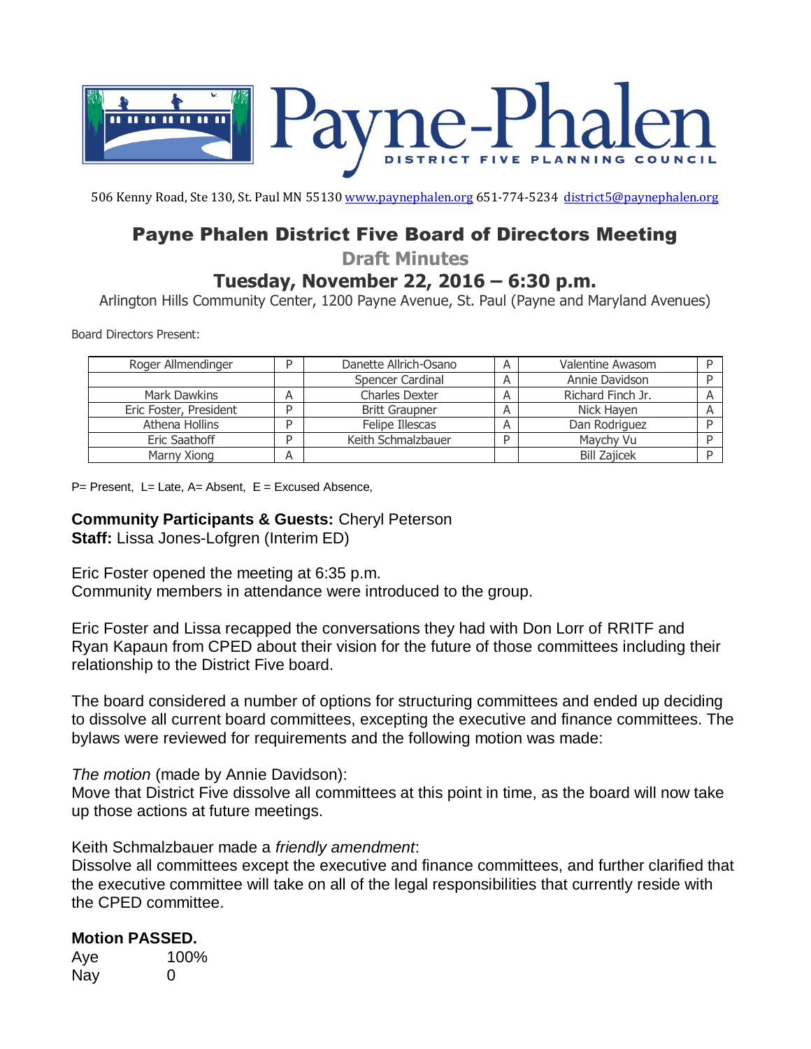# Payne-Phalen

DISTRICT FIVE PLANNING COUNCIL

506 Kenny Road, Ste 130, St. Paul MN 55130 www.paynephalen.org 651-774-5234 district5@paynephalen.org

## Payne Phalen District Five Board of Directors Meeting

### Draft Minutes

### Tuesday, November 22, 2016 – 6:30 p.m.

Arlington Hills Community Center, 1200 Payne Avenue, St. Paul (Payne and Maryland Avenues)

Board Directors Present:

| | | | | | |
|---|---|---|---|---|---|
| Roger Allmendinger | P | Danette Allrich-Osano | A | Valentine Awasom | P |
| | | Spencer Cardinal | A | Annie Davidson | P |
| Mark Dawkins | A | Charles Dexter | A | Richard Finch Jr. | A |
| Eric Foster, President | P | Britt Graupner | A | Nick Hayen | A |
| Athena Hollins | P | Felipe Illescas | A | Dan Rodriguez | P |
| Eric Saathoff | P | Keith Schmalzbauer | P | Maychy Vu | P |
| Marny Xiong | A | | | Bill Zajicek | P |

P= Present, L= Late, A= Absent, E = Excused Absence,

**Community Participants & Guests:** Cheryl Peterson
**Staff:** Lissa Jones-Lofgren (Interim ED)

Eric Foster opened the meeting at 6:35 p.m.
Community members in attendance were introduced to the group.

Eric Foster and Lissa recapped the conversations they had with Don Lorr of RRITF and Ryan Kapaun from CPED about their vision for the future of those committees including their relationship to the District Five board.

The board considered a number of options for structuring committees and ended up deciding to dissolve all current board committees, excepting the executive and finance committees. The bylaws were reviewed for requirements and the following motion was made:

*The motion* (made by Annie Davidson):
Move that District Five dissolve all committees at this point in time, as the board will now take up those actions at future meetings.

Keith Schmalzbauer made a *friendly amendment*:
Dissolve all committees except the executive and finance committees, and further clarified that the executive committee will take on all of the legal responsibilities that currently reside with the CPED committee.

**Motion PASSED.**

Aye 100%
Nay 0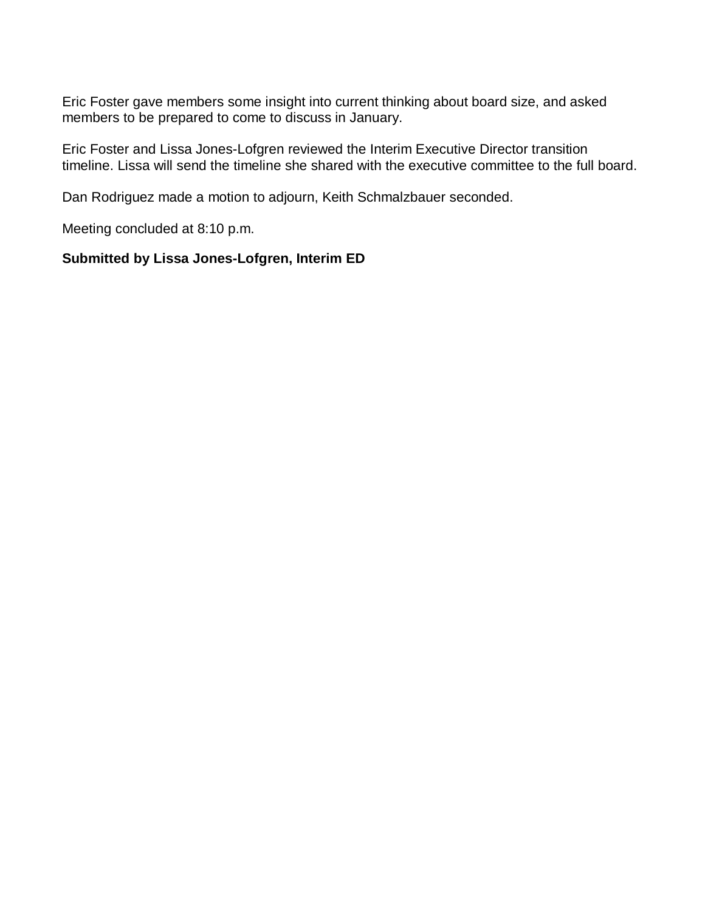Eric Foster gave members some insight into current thinking about board size, and asked members to be prepared to come to discuss in January.

Eric Foster and Lissa Jones-Lofgren reviewed the Interim Executive Director transition timeline. Lissa will send the timeline she shared with the executive committee to the full board.

Dan Rodriguez made a motion to adjourn, Keith Schmalzbauer seconded.

Meeting concluded at 8:10 p.m.

**Submitted by Lissa Jones-Lofgren, Interim ED**